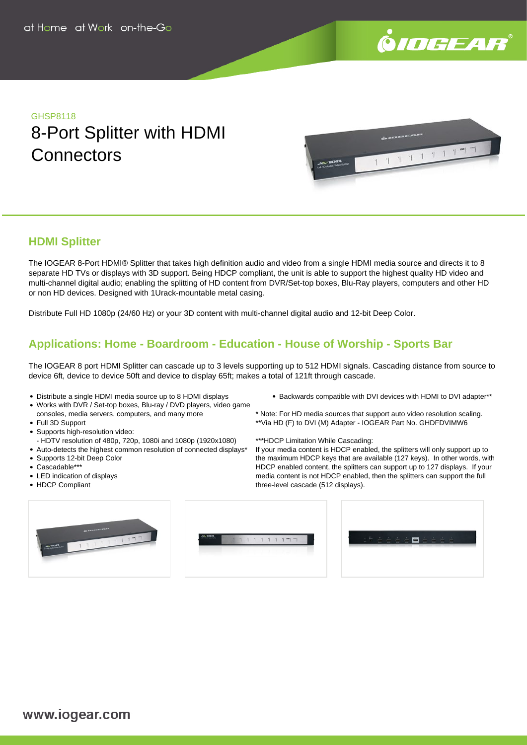at Home at Work on-the-Go

GHSP8118

# 8-Port Splitter with HDMI Connectors

## HDMI Splitter

The IOGEAR 8-Port HDMI® Splitter that takes high definition audio and video from a single HDMI media source and directs it to 8 separate HD TVs or displays with 3D support. Being HDCP compliant, the unit is able to support the highest quality HD video and multi-channel digital audio; enabling the splitting of HD content from DVR/Set-top boxes, Blu-Ray players, computers and other HD or non HD devices. Designed with 1Urack-mountable metal casing.

Distribute Full HD 1080p (24/60 Hz) or your 3D content with multi-channel digital audio and 12-bit Deep Color.

## Applications: Home - Boardroom - Education - House of Worship - Sports Bar

The IOGEAR 8 port HDMI Splitter can cascade up to 3 levels supporting up to 512 HDMI signals. Cascading distance from source to device 6ft, device to device 50ft and device to display 65ft; makes a total of 121ft through cascade.

- Distribute a single HDMI media source up to 8 HDMI displays
- Works with DVR / Set-top boxes, Blu-ray / DVD players, video game consoles, media servers, computers, and many more
- Full 3D Support
- Supports high-resolution video:
  - HDTV resolution of 480p, 720p, 1080i and 1080p (1920x1080)
- Auto-detects the highest common resolution of connected displays*
- Supports 12-bit Deep Color
- Cascadable***
- LED indication of displays
- HDCP Compliant
- Backwards compatible with DVI devices with HDMI to DVI adapter**

* Note: For HD media sources that support auto video resolution scaling.
**Via HD (F) to DVI (M) Adapter - IOGEAR Part No. GHDFDVIMW6

***HDCP Limitation While Cascading:
If your media content is HDCP enabled, the splitters will only support up to the maximum HDCP keys that are available (127 keys). In other words, with HDCP enabled content, the splitters can support up to 127 displays. If your media content is not HDCP enabled, then the splitters can support the full three-level cascade (512 displays).

www.iogear.com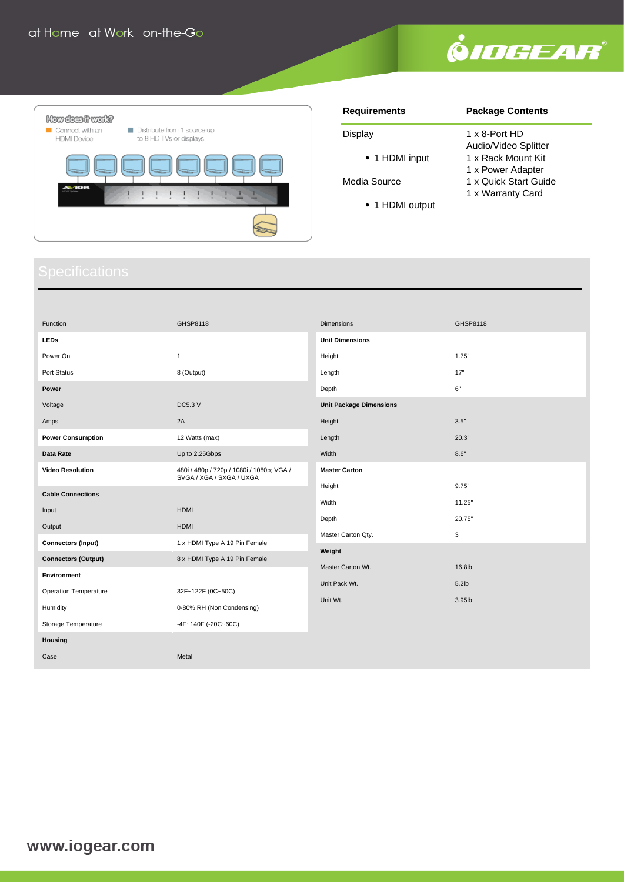How does it work?

Connect with an HDMI Device

Distribute from 1 source up to 8 HD TVs or displays

| Requirements | Package Contents |
| --- | --- |
| Display<br>• 1 HDMI input<br>Media Source<br>• 1 HDMI output | 1 x 8-Port HD Audio/Video Splitter<br>1 x Rack Mount Kit<br>1 x Power Adapter<br>1 x Quick Start Guide<br>1 x Warranty Card |

## Specifications

| Function | GHSP8118 |
| --- | --- |
| **LEDs** | |
| Power On | 1 |
| Port Status | 8 (Output) |
| **Power** | |
| Voltage | DC5.3 V |
| Amps | 2A |
| **Power Consumption** | 12 Watts (max) |
| **Data Rate** | Up to 2.25Gbps |
| **Video Resolution** | 480i / 480p / 720p / 1080i / 1080p; VGA / SVGA / XGA / SXGA / UXGA |
| **Cable Connections** | |
| Input | HDMI |
| Output | HDMI |
| **Connectors (Input)** | 1 x HDMI Type A 19 Pin Female |
| **Connectors (Output)** | 8 x HDMI Type A 19 Pin Female |
| **Environment** | |
| Operation Temperature | 32F~122F (0C~50C) |
| Humidity | 0-80% RH (Non Condensing) |
| Storage Temperature | -4F~140F (-20C~60C) |
| **Housing** | |
| Case | Metal |

| Dimensions | GHSP8118 |
| --- | --- |
| **Unit Dimensions** | |
| Height | 1.75" |
| Length | 17" |
| Depth | 6" |
| **Unit Package Dimensions** | |
| Height | 3.5" |
| Length | 20.3" |
| Width | 8.6" |
| **Master Carton** | |
| Height | 9.75" |
| Width | 11.25" |
| Depth | 20.75" |
| Master Carton Qty. | 3 |
| **Weight** | |
| Master Carton Wt. | 16.8lb |
| Unit Pack Wt. | 5.2lb |
| Unit Wt. | 3.95lb |